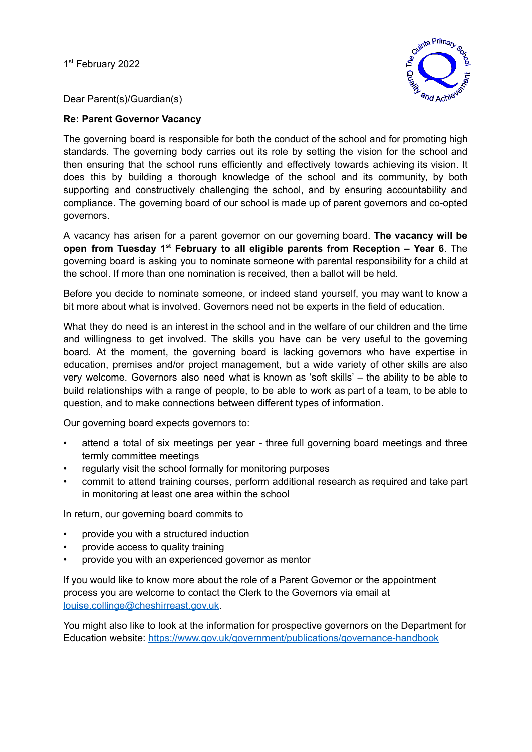1st February 2022

Dear Parent(s)/Guardian(s)

**Re: Parent Governor Vacancy**

The governing board is responsible for both the conduct of the school and for promoting high standards. The governing body carries out its role by setting the vision for the school and then ensuring that the school runs efficiently and effectively towards achieving its vision. It does this by building a thorough knowledge of the school and its community, by both supporting and constructively challenging the school, and by ensuring accountability and compliance. The governing board of our school is made up of parent governors and co-opted governors.

A vacancy has arisen for a parent governor on our governing board. **The vacancy will be open from Tuesday 1st February to all eligible parents from Reception – Year 6**. The governing board is asking you to nominate someone with parental responsibility for a child at the school. If more than one nomination is received, then a ballot will be held.

Before you decide to nominate someone, or indeed stand yourself, you may want to know a bit more about what is involved. Governors need not be experts in the field of education.

What they do need is an interest in the school and in the welfare of our children and the time and willingness to get involved. The skills you have can be very useful to the governing board. At the moment, the governing board is lacking governors who have expertise in education, premises and/or project management, but a wide variety of other skills are also very welcome. Governors also need what is known as 'soft skills' – the ability to be able to build relationships with a range of people, to be able to work as part of a team, to be able to question, and to make connections between different types of information.

Our governing board expects governors to:

- attend a total of six meetings per year - three full governing board meetings and three termly committee meetings
- regularly visit the school formally for monitoring purposes
- commit to attend training courses, perform additional research as required and take part in monitoring at least one area within the school

In return, our governing board commits to

- provide you with a structured induction
- provide access to quality training
- provide you with an experienced governor as mentor

If you would like to know more about the role of a Parent Governor or the appointment process you are welcome to contact the Clerk to the Governors via email at louise.collinge@cheshirreast.gov.uk.

You might also like to look at the information for prospective governors on the Department for Education website: https://www.gov.uk/government/publications/governance-handbook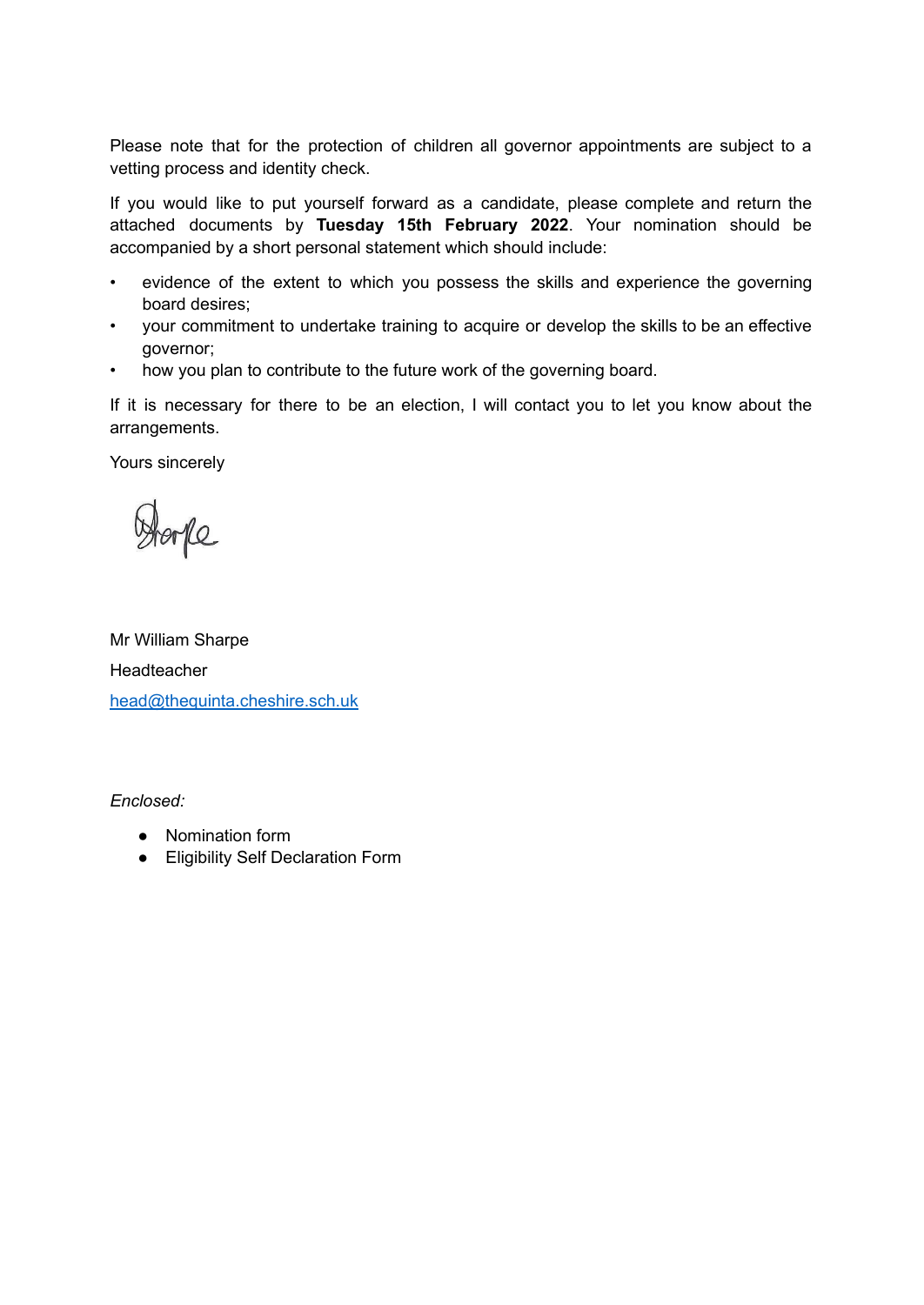Please note that for the protection of children all governor appointments are subject to a vetting process and identity check.

If you would like to put yourself forward as a candidate, please complete and return the attached documents by **Tuesday 15th February 2022**. Your nomination should be accompanied by a short personal statement which should include:

- evidence of the extent to which you possess the skills and experience the governing board desires;
- your commitment to undertake training to acquire or develop the skills to be an effective governor;
- how you plan to contribute to the future work of the governing board.

If it is necessary for there to be an election, I will contact you to let you know about the arrangements.

Yours sincerely

Mr William Sharpe

Headteacher

head@thequinta.cheshire.sch.uk

*Enclosed:*

- Nomination form
- Eligibility Self Declaration Form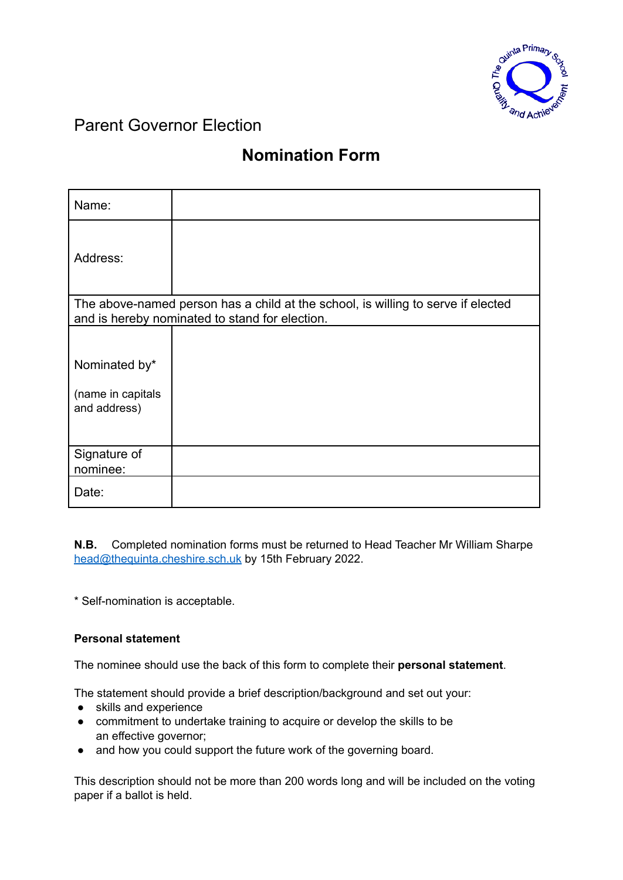Parent Governor Election

## Nomination Form

| Name: | |
|---|---|
| Address: | |
| The above-named person has a child at the school, is willing to serve if elected and is hereby nominated to stand for election. | |
| Nominated by* (name in capitals and address) | |
| Signature of nominee: | |
| Date: | |

**N.B.** Completed nomination forms must be returned to Head Teacher Mr William Sharpe head@thequinta.cheshire.sch.uk by 15th February 2022.

* Self-nomination is acceptable.

**Personal statement**

The nominee should use the back of this form to complete their **personal statement**.

The statement should provide a brief description/background and set out your:

- skills and experience
- commitment to undertake training to acquire or develop the skills to be an effective governor;
- and how you could support the future work of the governing board.

This description should not be more than 200 words long and will be included on the voting paper if a ballot is held.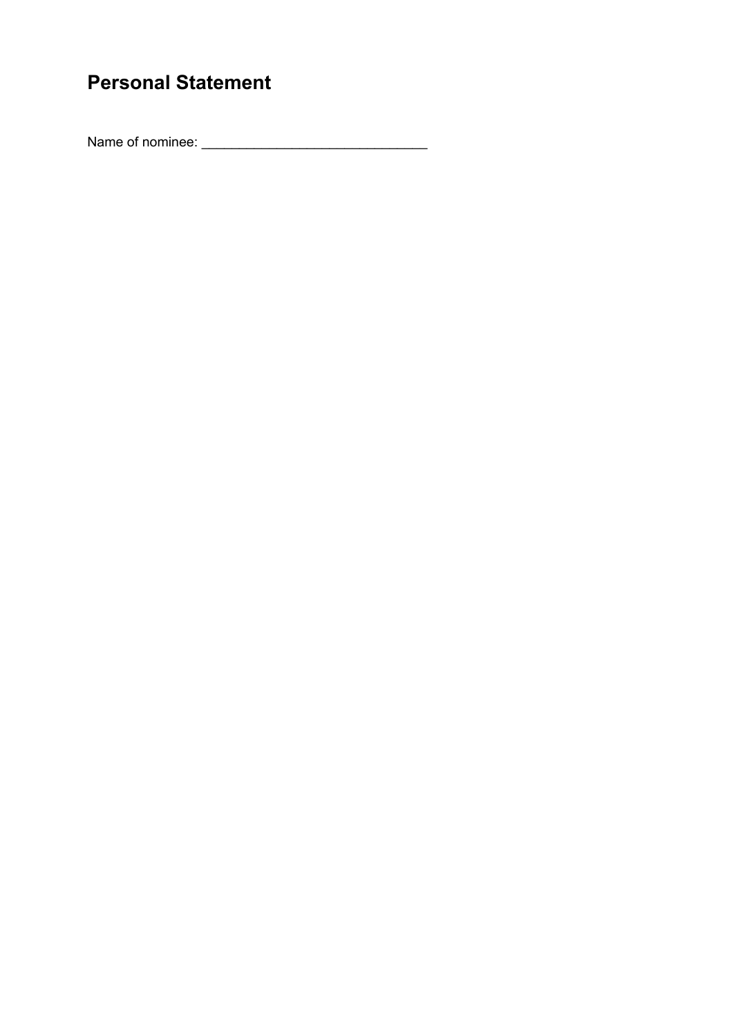## Personal Statement

Name of nominee: ______________________________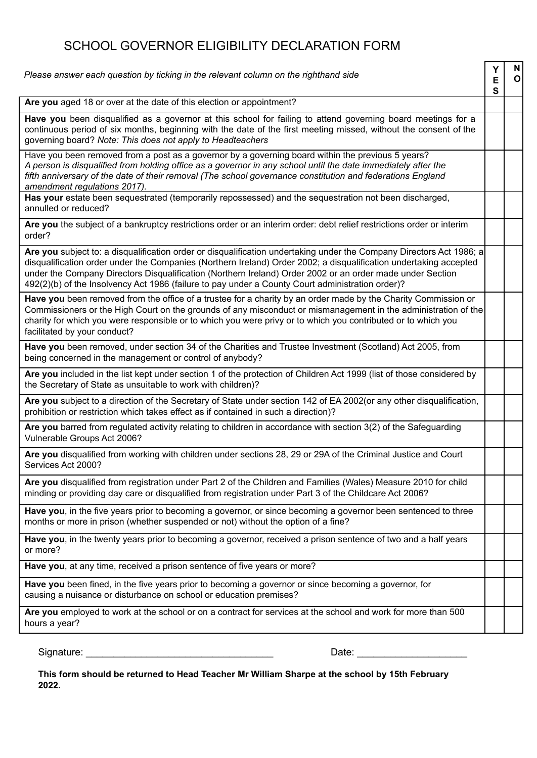# SCHOOL GOVERNOR ELIGIBILITY DECLARATION FORM

| *Please answer each question by ticking in the relevant column on the righthand side* | YES | NO |
| --- | --- | --- |
| **Are you** aged 18 or over at the date of this election or appointment? | | |
| **Have you** been disqualified as a governor at this school for failing to attend governing board meetings for a continuous period of six months, beginning with the date of the first meeting missed, without the consent of the governing board? *Note: This does not apply to Headteachers* | | |
| Have you been removed from a post as a governor by a governing board within the previous 5 years? *A person is disqualified from holding office as a governor in any school until the date immediately after the fifth anniversary of the date of their removal (The school governance constitution and federations England amendment regulations 2017).* | | |
| **Has your** estate been sequestrated (temporarily repossessed) and the sequestration not been discharged, annulled or reduced? | | |
| **Are you** the subject of a bankruptcy restrictions order or an interim order: debt relief restrictions order or interim order? | | |
| **Are you** subject to: a disqualification order or disqualification undertaking under the Company Directors Act 1986; a disqualification order under the Companies (Northern Ireland) Order 2002; a disqualification undertaking accepted under the Company Directors Disqualification (Northern Ireland) Order 2002 or an order made under Section 492(2)(b) of the Insolvency Act 1986 (failure to pay under a County Court administration order)? | | |
| **Have you** been removed from the office of a trustee for a charity by an order made by the Charity Commission or Commissioners or the High Court on the grounds of any misconduct or mismanagement in the administration of the charity for which you were responsible or to which you were privy or to which you contributed or to which you facilitated by your conduct? | | |
| **Have you** been removed, under section 34 of the Charities and Trustee Investment (Scotland) Act 2005, from being concerned in the management or control of anybody? | | |
| **Are you** included in the list kept under section 1 of the protection of Children Act 1999 (list of those considered by the Secretary of State as unsuitable to work with children)? | | |
| **Are you** subject to a direction of the Secretary of State under section 142 of EA 2002(or any other disqualification, prohibition or restriction which takes effect as if contained in such a direction)? | | |
| **Are you** barred from regulated activity relating to children in accordance with section 3(2) of the Safeguarding Vulnerable Groups Act 2006? | | |
| **Are you** disqualified from working with children under sections 28, 29 or 29A of the Criminal Justice and Court Services Act 2000? | | |
| **Are you** disqualified from registration under Part 2 of the Children and Families (Wales) Measure 2010 for child minding or providing day care or disqualified from registration under Part 3 of the Childcare Act 2006? | | |
| **Have you**, in the five years prior to becoming a governor, or since becoming a governor been sentenced to three months or more in prison (whether suspended or not) without the option of a fine? | | |
| **Have you**, in the twenty years prior to becoming a governor, received a prison sentence of two and a half years or more? | | |
| **Have you**, at any time, received a prison sentence of five years or more? | | |
| **Have you** been fined, in the five years prior to becoming a governor or since becoming a governor, for causing a nuisance or disturbance on school or education premises? | | |
| **Are you** employed to work at the school or on a contract for services at the school and work for more than 500 hours a year? | | |

Signature: ___________________________________ Date: ____________________

**This form should be returned to Head Teacher Mr William Sharpe at the school by 15th February 2022.**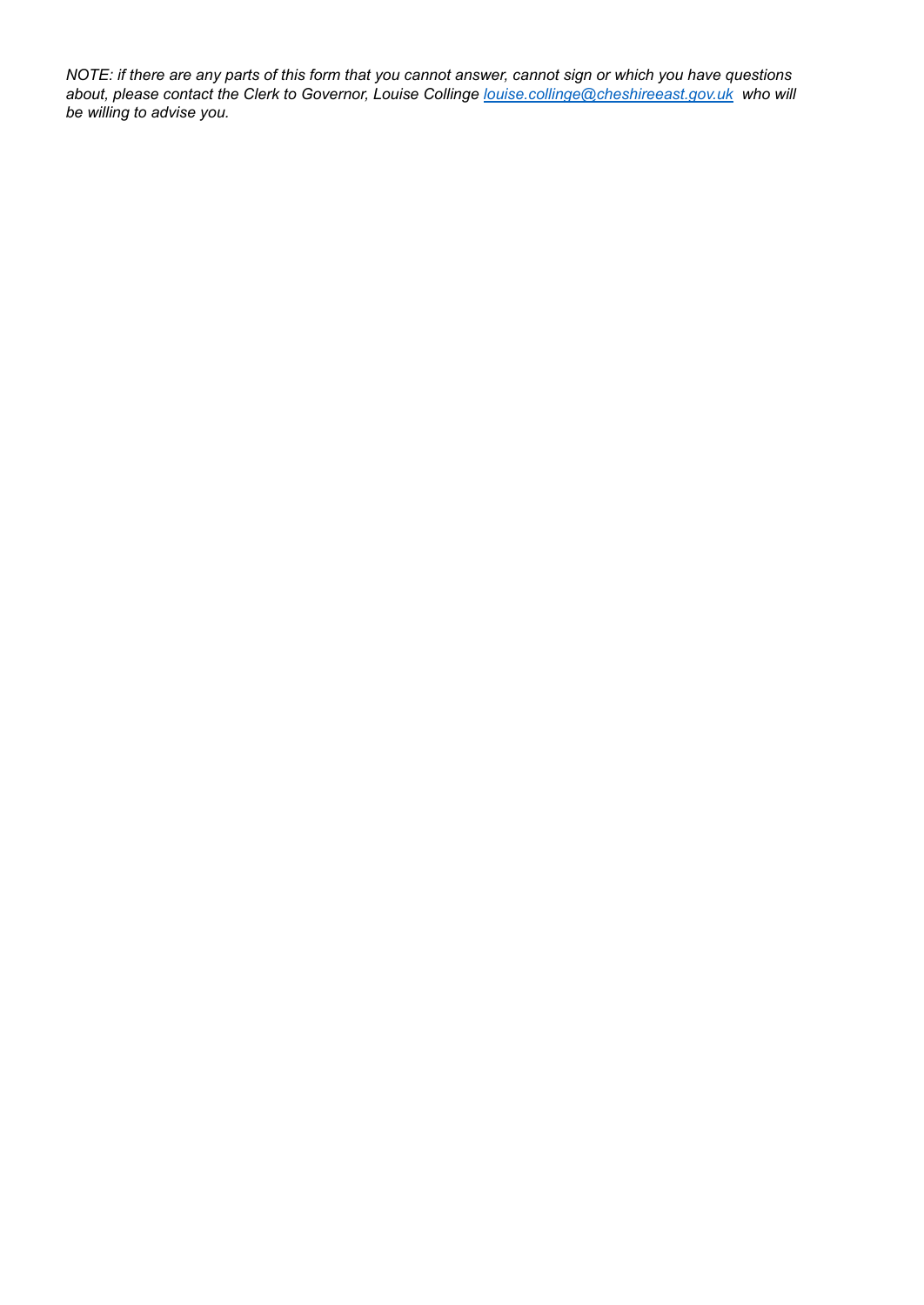*NOTE: if there are any parts of this form that you cannot answer, cannot sign or which you have questions about, please contact the Clerk to Governor, Louise Collinge [louise.collinge@cheshireeast.gov.uk](mailto:louise.collinge@cheshireeast.gov.uk) who will be willing to advise you.*